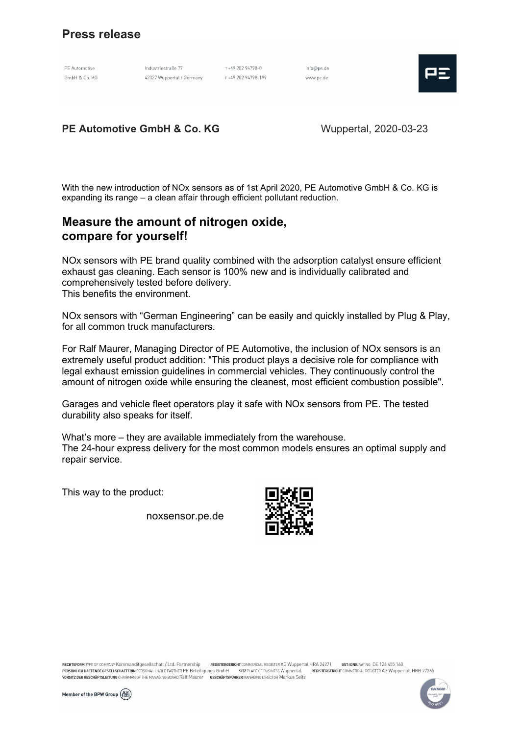# Press release

PE Automotive GmbH & Co. KG | Industriestraße 77, 42327 Wuppertal / Germany | T +49 202 94798-0 | F +49 202 94798-199 | info@pe.de | www.pe.de

**PE Automotive GmbH & Co. KG** Wuppertal, 2020-03-23

With the new introduction of NOx sensors as of 1st April 2020, PE Automotive GmbH & Co. KG is expanding its range – a clean affair through efficient pollutant reduction.

## Measure the amount of nitrogen oxide, compare for yourself!

NOx sensors with PE brand quality combined with the adsorption catalyst ensure efficient exhaust gas cleaning. Each sensor is 100% new and is individually calibrated and comprehensively tested before delivery.
This benefits the environment.

NOx sensors with "German Engineering" can be easily and quickly installed by Plug & Play, for all common truck manufacturers.

For Ralf Maurer, Managing Director of PE Automotive, the inclusion of NOx sensors is an extremely useful product addition: "This product plays a decisive role for compliance with legal exhaust emission guidelines in commercial vehicles. They continuously control the amount of nitrogen oxide while ensuring the cleanest, most efficient combustion possible".

Garages and vehicle fleet operators play it safe with NOx sensors from PE. The tested durability also speaks for itself.

What's more – they are available immediately from the warehouse.
The 24-hour express delivery for the most common models ensures an optimal supply and repair service.

This way to the product:

noxsensor.pe.de

RECHTSFORM TYPE OF COMPANY Kommanditgesellschaft / Ltd. Partnership REGISTERGERICHT COMMERCIAL REGISTER AG Wuppertal HRA 24271 UST-IDNR. VAT NO. DE 126 455 160
PERSÖNLICH HAFTENDE GESELLSCHAFTERIN PERSONAL LIABLE PARTNER PE Beteiligungs GmbH SITZ PLACE OF BUSINESS Wuppertal REGISTERGERICHT COMMERCIAL REGISTER AG Wuppertal, HRB 27265
VORSITZ DER GESCHÄFTSLEITUNG CHAIRMAN OF THE MANAGING BOARD Ralf Maurer GESCHÄFTSFÜHRER MANAGING DIRECTOR Markus Seitz

Member of the BPW Group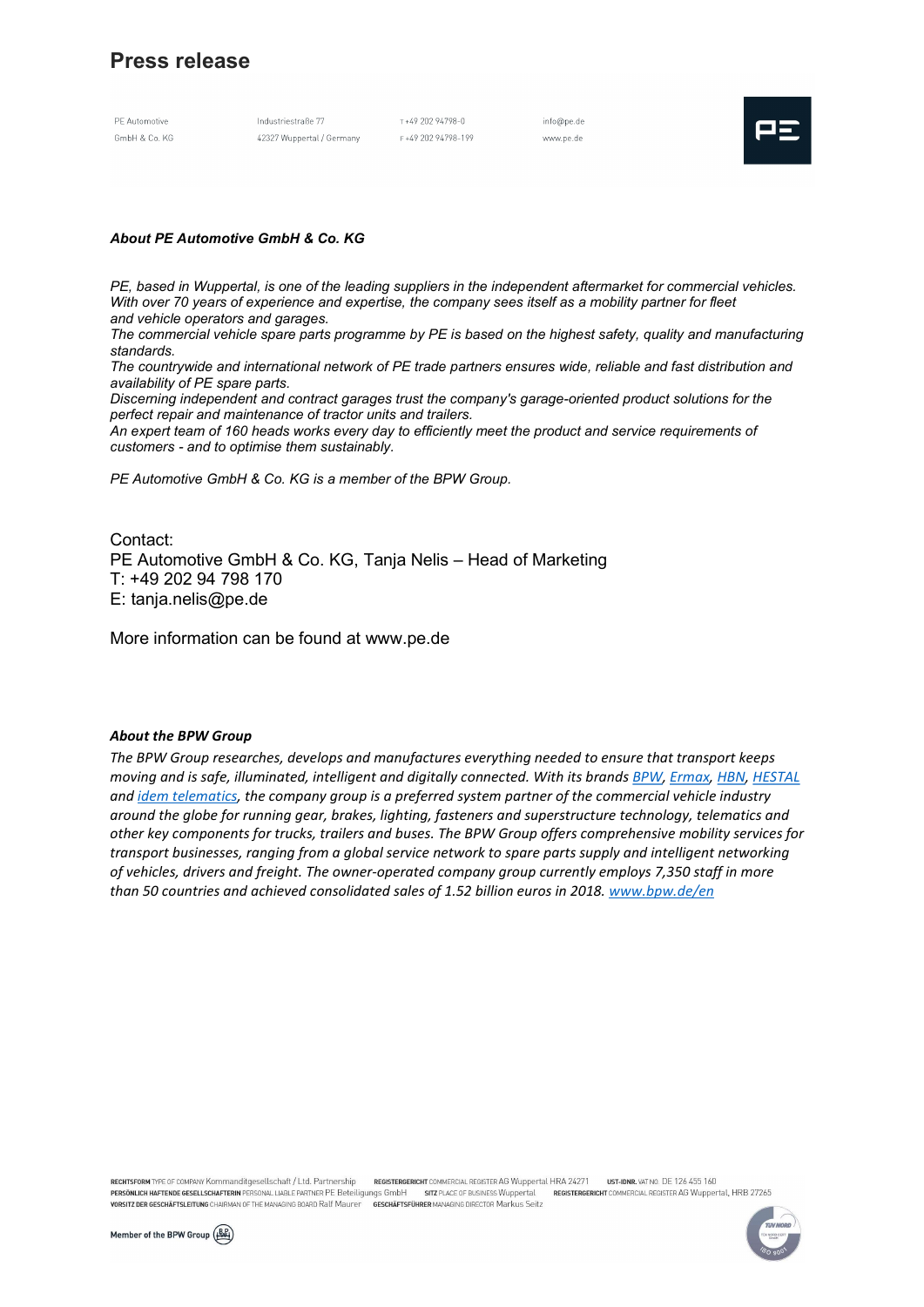### *About PE Automotive GmbH & Co. KG*

*PE, based in Wuppertal, is one of the leading suppliers in the independent aftermarket for commercial vehicles. With over 70 years of experience and expertise, the company sees itself as a mobility partner for fleet and vehicle operators and garages.*
*The commercial vehicle spare parts programme by PE is based on the highest safety, quality and manufacturing standards.*
*The countrywide and international network of PE trade partners ensures wide, reliable and fast distribution and availability of PE spare parts.*
*Discerning independent and contract garages trust the company's garage-oriented product solutions for the perfect repair and maintenance of tractor units and trailers.*
*An expert team of 160 heads works every day to efficiently meet the product and service requirements of customers - and to optimise them sustainably.*

*PE Automotive GmbH & Co. KG is a member of the BPW Group.*

Contact:
PE Automotive GmbH & Co. KG, Tanja Nelis – Head of Marketing
T: +49 202 94 798 170
E: tanja.nelis@pe.de

More information can be found at www.pe.de

### *About the BPW Group*

*The BPW Group researches, develops and manufactures everything needed to ensure that transport keeps moving and is safe, illuminated, intelligent and digitally connected. With its brands BPW, Ermax, HBN, HESTAL and idem telematics, the company group is a preferred system partner of the commercial vehicle industry around the globe for running gear, brakes, lighting, fasteners and superstructure technology, telematics and other key components for trucks, trailers and buses. The BPW Group offers comprehensive mobility services for transport businesses, ranging from a global service network to spare parts supply and intelligent networking of vehicles, drivers and freight. The owner-operated company group currently employs 7,350 staff in more than 50 countries and achieved consolidated sales of 1.52 billion euros in 2018. www.bpw.de/en*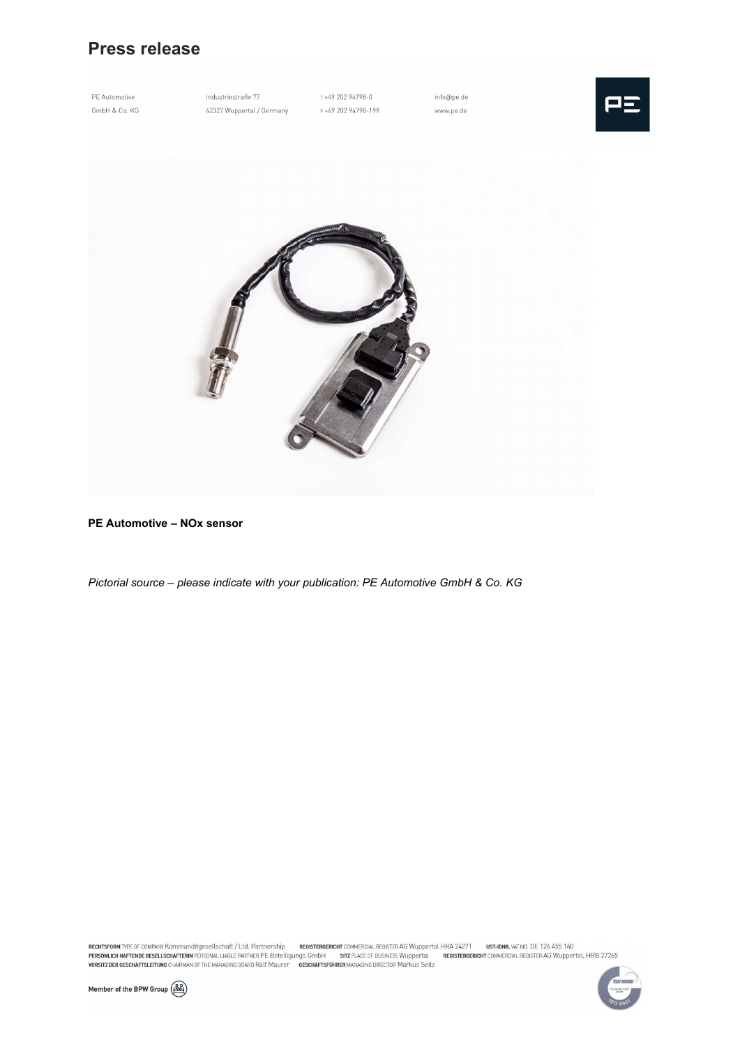# Press release

PE Automotive GmbH & Co. KG

Industriestraße 77
42327 Wuppertal / Germany

T +49 202 94798-0
F +49 202 94798-199

info@pe.de
www.pe.de

**PE Automotive – NOx sensor**

*Pictorial source – please indicate with your publication: PE Automotive GmbH & Co. KG*

RECHTSFORM TYPE OF COMPANY Kommanditgesellschaft / Ltd. Partnership REGISTERGERICHT COMMERCIAL REGISTER AG Wuppertal HRA 24271 UST-IDNR. VAT NO. DE 126 455 160
PERSÖNLICH HAFTENDE GESELLSCHAFTERIN PERSONAL LIABLE PARTNER PE Beteiligungs GmbH SITZ PLACE OF BUSINESS Wuppertal REGISTERGERICHT COMMERCIAL REGISTER AG Wuppertal, HRB 27265
VORSITZ DER GESCHÄFTSLEITUNG CHAIRMAN OF THE MANAGING BOARD Ralf Maurer GESCHÄFTSFÜHRER MANAGING DIRECTOR Markus Seitz

Member of the BPW Group